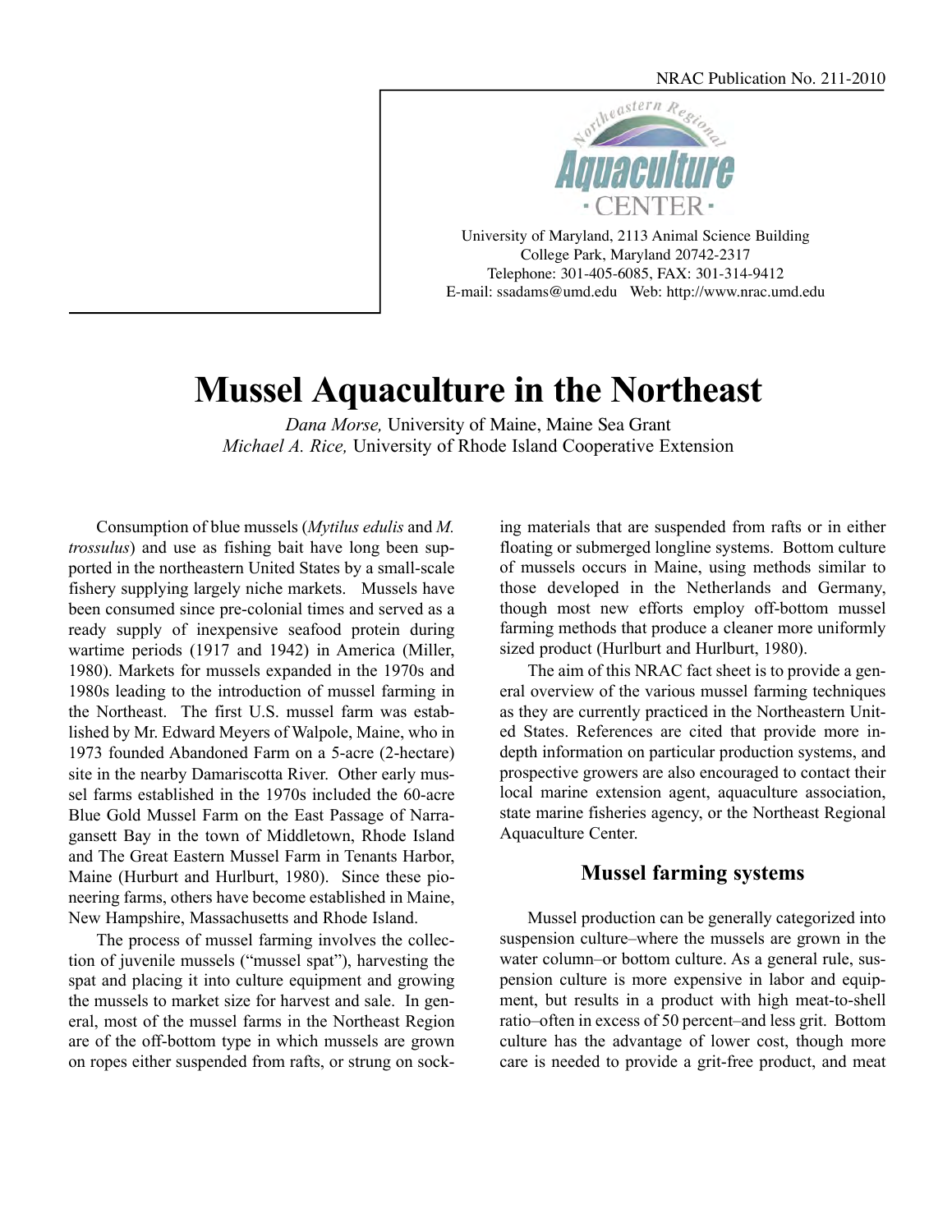NRAC Publication No. 211-2010

Northeastern Regional Aquaculture Center

University of Maryland, 2113 Animal Science Building
College Park, Maryland 20742-2317
Telephone: 301-405-6085, FAX: 301-314-9412
E-mail: ssadams@umd.edu Web: http://www.nrac.umd.edu

# Mussel Aquaculture in the Northeast

*Dana Morse,* University of Maine, Maine Sea Grant
*Michael A. Rice,* University of Rhode Island Cooperative Extension

Consumption of blue mussels (*Mytilus edulis* and *M. trossulus*) and use as fishing bait have long been supported in the northeastern United States by a small-scale fishery supplying largely niche markets. Mussels have been consumed since pre-colonial times and served as a ready supply of inexpensive seafood protein during wartime periods (1917 and 1942) in America (Miller, 1980). Markets for mussels expanded in the 1970s and 1980s leading to the introduction of mussel farming in the Northeast. The first U.S. mussel farm was established by Mr. Edward Meyers of Walpole, Maine, who in 1973 founded Abandoned Farm on a 5-acre (2-hectare) site in the nearby Damariscotta River. Other early mussel farms established in the 1970s included the 60-acre Blue Gold Mussel Farm on the East Passage of Narragansett Bay in the town of Middletown, Rhode Island and The Great Eastern Mussel Farm in Tenants Harbor, Maine (Hurburt and Hurlburt, 1980). Since these pioneering farms, others have become established in Maine, New Hampshire, Massachusetts and Rhode Island.

The process of mussel farming involves the collection of juvenile mussels ("mussel spat"), harvesting the spat and placing it into culture equipment and growing the mussels to market size for harvest and sale. In general, most of the mussel farms in the Northeast Region are of the off-bottom type in which mussels are grown on ropes either suspended from rafts, or strung on socking materials that are suspended from rafts or in either floating or submerged longline systems. Bottom culture of mussels occurs in Maine, using methods similar to those developed in the Netherlands and Germany, though most new efforts employ off-bottom mussel farming methods that produce a cleaner more uniformly sized product (Hurlburt and Hurlburt, 1980).

The aim of this NRAC fact sheet is to provide a general overview of the various mussel farming techniques as they are currently practiced in the Northeastern United States. References are cited that provide more in-depth information on particular production systems, and prospective growers are also encouraged to contact their local marine extension agent, aquaculture association, state marine fisheries agency, or the Northeast Regional Aquaculture Center.

## Mussel farming systems

Mussel production can be generally categorized into suspension culture–where the mussels are grown in the water column–or bottom culture. As a general rule, suspension culture is more expensive in labor and equipment, but results in a product with high meat-to-shell ratio–often in excess of 50 percent–and less grit. Bottom culture has the advantage of lower cost, though more care is needed to provide a grit-free product, and meat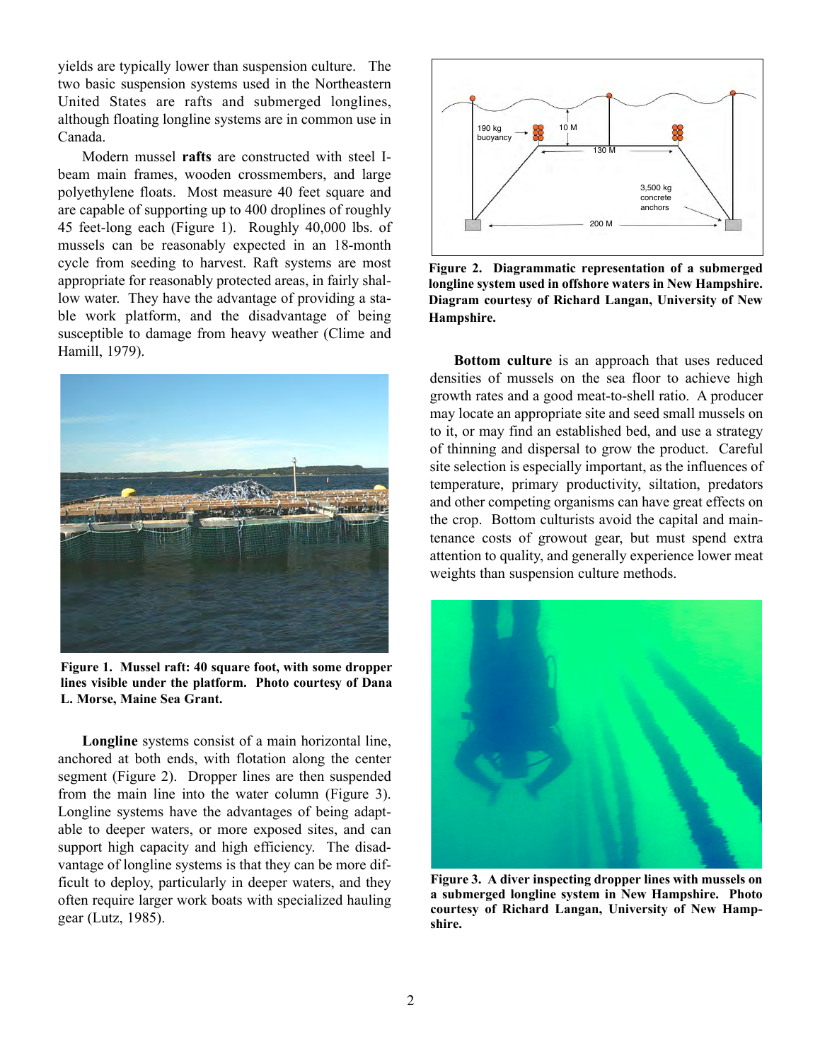yields are typically lower than suspension culture. The two basic suspension systems used in the Northeastern United States are rafts and submerged longlines, although floating longline systems are in common use in Canada.

Modern mussel **rafts** are constructed with steel I-beam main frames, wooden crossmembers, and large polyethylene floats. Most measure 40 feet square and are capable of supporting up to 400 droplines of roughly 45 feet-long each (Figure 1). Roughly 40,000 lbs. of mussels can be reasonably expected in an 18-month cycle from seeding to harvest. Raft systems are most appropriate for reasonably protected areas, in fairly shallow water. They have the advantage of providing a stable work platform, and the disadvantage of being susceptible to damage from heavy weather (Clime and Hamill, 1979).

**Figure 1. Mussel raft: 40 square foot, with some dropper lines visible under the platform. Photo courtesy of Dana L. Morse, Maine Sea Grant.**

**Longline** systems consist of a main horizontal line, anchored at both ends, with flotation along the center segment (Figure 2). Dropper lines are then suspended from the main line into the water column (Figure 3). Longline systems have the advantages of being adaptable to deeper waters, or more exposed sites, and can support high capacity and high efficiency. The disadvantage of longline systems is that they can be more difficult to deploy, particularly in deeper waters, and they often require larger work boats with specialized hauling gear (Lutz, 1985).

**Figure 2. Diagrammatic representation of a submerged longline system used in offshore waters in New Hampshire. Diagram courtesy of Richard Langan, University of New Hampshire.**

**Bottom culture** is an approach that uses reduced densities of mussels on the sea floor to achieve high growth rates and a good meat-to-shell ratio. A producer may locate an appropriate site and seed small mussels on to it, or may find an established bed, and use a strategy of thinning and dispersal to grow the product. Careful site selection is especially important, as the influences of temperature, primary productivity, siltation, predators and other competing organisms can have great effects on the crop. Bottom culturists avoid the capital and maintenance costs of growout gear, but must spend extra attention to quality, and generally experience lower meat weights than suspension culture methods.

**Figure 3. A diver inspecting dropper lines with mussels on a submerged longline system in New Hampshire. Photo courtesy of Richard Langan, University of New Hampshire.**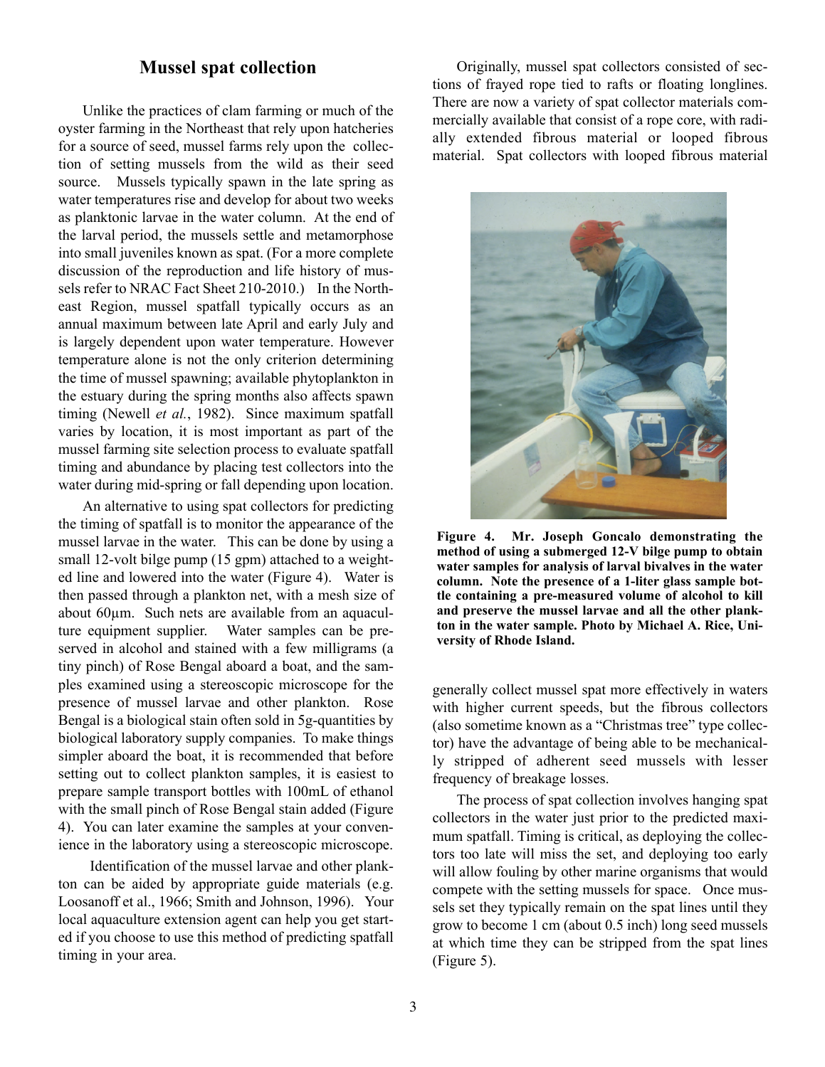## Mussel spat collection

Unlike the practices of clam farming or much of the oyster farming in the Northeast that rely upon hatcheries for a source of seed, mussel farms rely upon the collection of setting mussels from the wild as their seed source. Mussels typically spawn in the late spring as water temperatures rise and develop for about two weeks as planktonic larvae in the water column. At the end of the larval period, the mussels settle and metamorphose into small juveniles known as spat. (For a more complete discussion of the reproduction and life history of mussels refer to NRAC Fact Sheet 210-2010.) In the Northeast Region, mussel spatfall typically occurs as an annual maximum between late April and early July and is largely dependent upon water temperature. However temperature alone is not the only criterion determining the time of mussel spawning; available phytoplankton in the estuary during the spring months also affects spawn timing (Newell *et al.*, 1982). Since maximum spatfall varies by location, it is most important as part of the mussel farming site selection process to evaluate spatfall timing and abundance by placing test collectors into the water during mid-spring or fall depending upon location.

An alternative to using spat collectors for predicting the timing of spatfall is to monitor the appearance of the mussel larvae in the water. This can be done by using a small 12-volt bilge pump (15 gpm) attached to a weighted line and lowered into the water (Figure 4). Water is then passed through a plankton net, with a mesh size of about 60µm. Such nets are available from an aquaculture equipment supplier. Water samples can be preserved in alcohol and stained with a few milligrams (a tiny pinch) of Rose Bengal aboard a boat, and the samples examined using a stereoscopic microscope for the presence of mussel larvae and other plankton. Rose Bengal is a biological stain often sold in 5g-quantities by biological laboratory supply companies. To make things simpler aboard the boat, it is recommended that before setting out to collect plankton samples, it is easiest to prepare sample transport bottles with 100mL of ethanol with the small pinch of Rose Bengal stain added (Figure 4). You can later examine the samples at your convenience in the laboratory using a stereoscopic microscope.

Identification of the mussel larvae and other plankton can be aided by appropriate guide materials (e.g. Loosanoff et al., 1966; Smith and Johnson, 1996). Your local aquaculture extension agent can help you get started if you choose to use this method of predicting spatfall timing in your area.

Originally, mussel spat collectors consisted of sections of frayed rope tied to rafts or floating longlines. There are now a variety of spat collector materials commercially available that consist of a rope core, with radially extended fibrous material or looped fibrous material. Spat collectors with looped fibrous material generally collect mussel spat more effectively in waters with higher current speeds, but the fibrous collectors (also sometime known as a "Christmas tree" type collector) have the advantage of being able to be mechanically stripped of adherent seed mussels with lesser frequency of breakage losses.

**Figure 4. Mr. Joseph Goncalo demonstrating the method of using a submerged 12-V bilge pump to obtain water samples for analysis of larval bivalves in the water column. Note the presence of a 1-liter glass sample bottle containing a pre-measured volume of alcohol to kill and preserve the mussel larvae and all the other plankton in the water sample. Photo by Michael A. Rice, University of Rhode Island.**

The process of spat collection involves hanging spat collectors in the water just prior to the predicted maximum spatfall. Timing is critical, as deploying the collectors too late will miss the set, and deploying too early will allow fouling by other marine organisms that would compete with the setting mussels for space. Once mussels set they typically remain on the spat lines until they grow to become 1 cm (about 0.5 inch) long seed mussels at which time they can be stripped from the spat lines (Figure 5).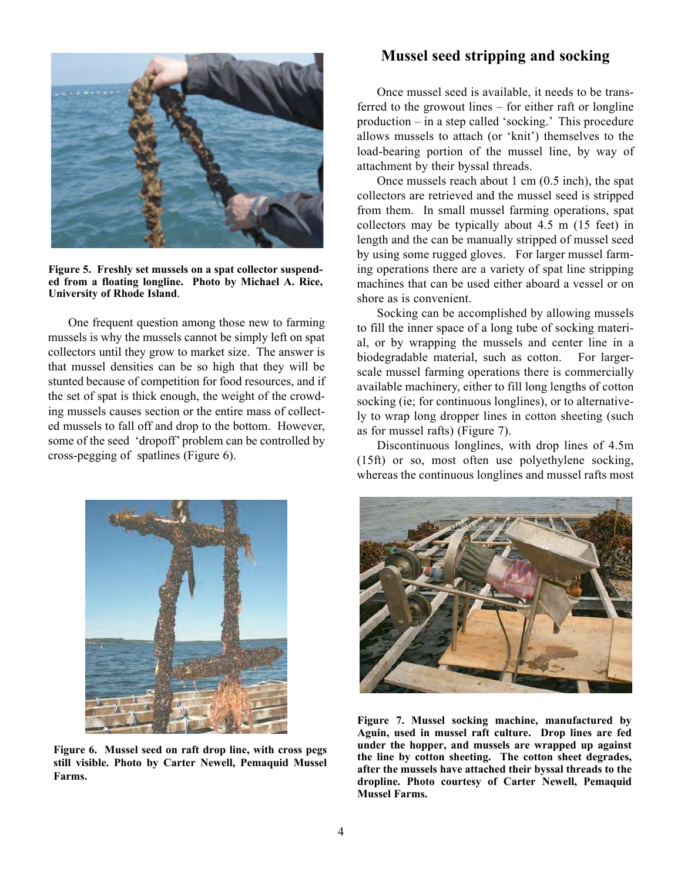Figure 5. Freshly set mussels on a spat collector suspended from a floating longline. Photo by Michael A. Rice, University of Rhode Island.

One frequent question among those new to farming mussels is why the mussels cannot be simply left on spat collectors until they grow to market size. The answer is that mussel densities can be so high that they will be stunted because of competition for food resources, and if the set of spat is thick enough, the weight of the crowding mussels causes section or the entire mass of collected mussels to fall off and drop to the bottom. However, some of the seed 'dropoff' problem can be controlled by cross-pegging of spatlines (Figure 6).

Figure 6. Mussel seed on raft drop line, with cross pegs still visible. Photo by Carter Newell, Pemaquid Mussel Farms.

## Mussel seed stripping and socking

Once mussel seed is available, it needs to be transferred to the growout lines – for either raft or longline production – in a step called 'socking.' This procedure allows mussels to attach (or 'knit') themselves to the load-bearing portion of the mussel line, by way of attachment by their byssal threads.

Once mussels reach about 1 cm (0.5 inch), the spat collectors are retrieved and the mussel seed is stripped from them. In small mussel farming operations, spat collectors may be typically about 4.5 m (15 feet) in length and the can be manually stripped of mussel seed by using some rugged gloves. For larger mussel farming operations there are a variety of spat line stripping machines that can be used either aboard a vessel or on shore as is convenient.

Socking can be accomplished by allowing mussels to fill the inner space of a long tube of socking material, or by wrapping the mussels and center line in a biodegradable material, such as cotton. For larger-scale mussel farming operations there is commercially available machinery, either to fill long lengths of cotton socking (ie; for continuous longlines), or to alternatively to wrap long dropper lines in cotton sheeting (such as for mussel rafts) (Figure 7).

Discontinuous longlines, with drop lines of 4.5m (15ft) or so, most often use polyethylene socking, whereas the continuous longlines and mussel rafts most

Figure 7. Mussel socking machine, manufactured by Aguin, used in mussel raft culture. Drop lines are fed under the hopper, and mussels are wrapped up against the line by cotton sheeting. The cotton sheet degrades, after the mussels have attached their byssal threads to the dropline. Photo courtesy of Carter Newell, Pemaquid Mussel Farms.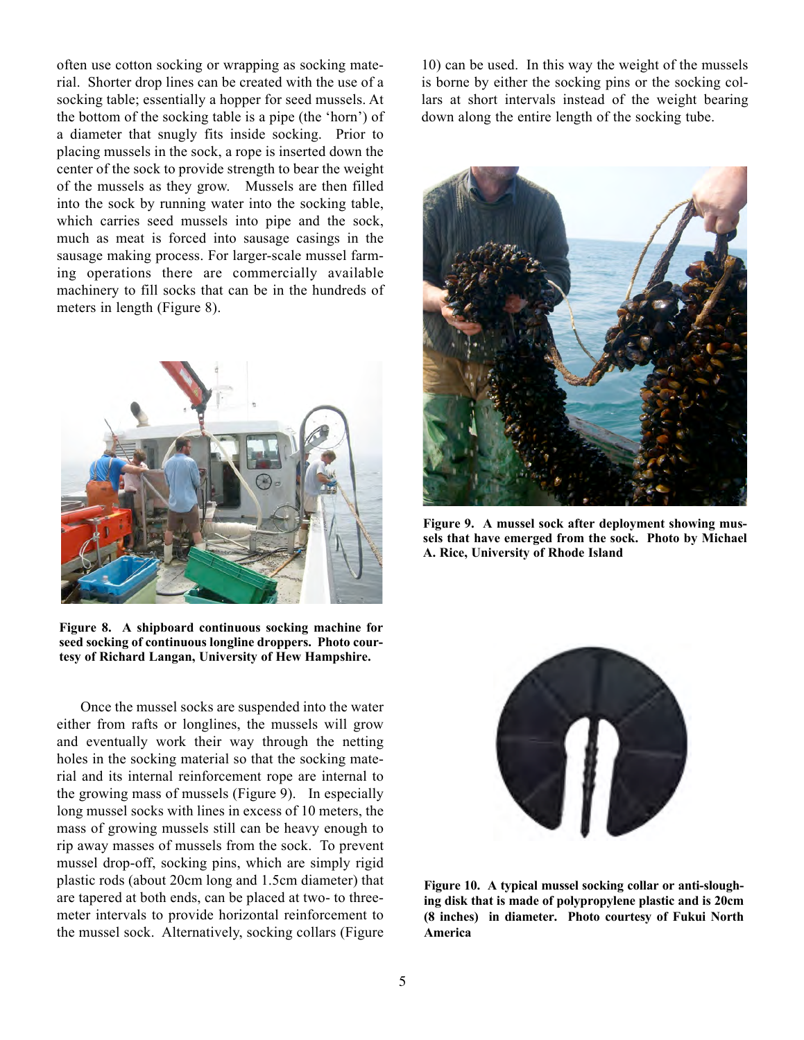often use cotton socking or wrapping as socking material. Shorter drop lines can be created with the use of a socking table; essentially a hopper for seed mussels. At the bottom of the socking table is a pipe (the 'horn') of a diameter that snugly fits inside socking. Prior to placing mussels in the sock, a rope is inserted down the center of the sock to provide strength to bear the weight of the mussels as they grow. Mussels are then filled into the sock by running water into the socking table, which carries seed mussels into pipe and the sock, much as meat is forced into sausage casings in the sausage making process. For larger-scale mussel farming operations there are commercially available machinery to fill socks that can be in the hundreds of meters in length (Figure 8).

**Figure 8. A shipboard continuous socking machine for seed socking of continuous longline droppers. Photo courtesy of Richard Langan, University of Hew Hampshire.**

Once the mussel socks are suspended into the water either from rafts or longlines, the mussels will grow and eventually work their way through the netting holes in the socking material so that the socking material and its internal reinforcement rope are internal to the growing mass of mussels (Figure 9). In especially long mussel socks with lines in excess of 10 meters, the mass of growing mussels still can be heavy enough to rip away masses of mussels from the sock. To prevent mussel drop-off, socking pins, which are simply rigid plastic rods (about 20cm long and 1.5cm diameter) that are tapered at both ends, can be placed at two- to three-meter intervals to provide horizontal reinforcement to the mussel sock. Alternatively, socking collars (Figure 10) can be used. In this way the weight of the mussels is borne by either the socking pins or the socking collars at short intervals instead of the weight bearing down along the entire length of the socking tube.

**Figure 9. A mussel sock after deployment showing mussels that have emerged from the sock. Photo by Michael A. Rice, University of Rhode Island**

**Figure 10. A typical mussel socking collar or anti-sloughing disk that is made of polypropylene plastic and is 20cm (8 inches) in diameter. Photo courtesy of Fukui North America**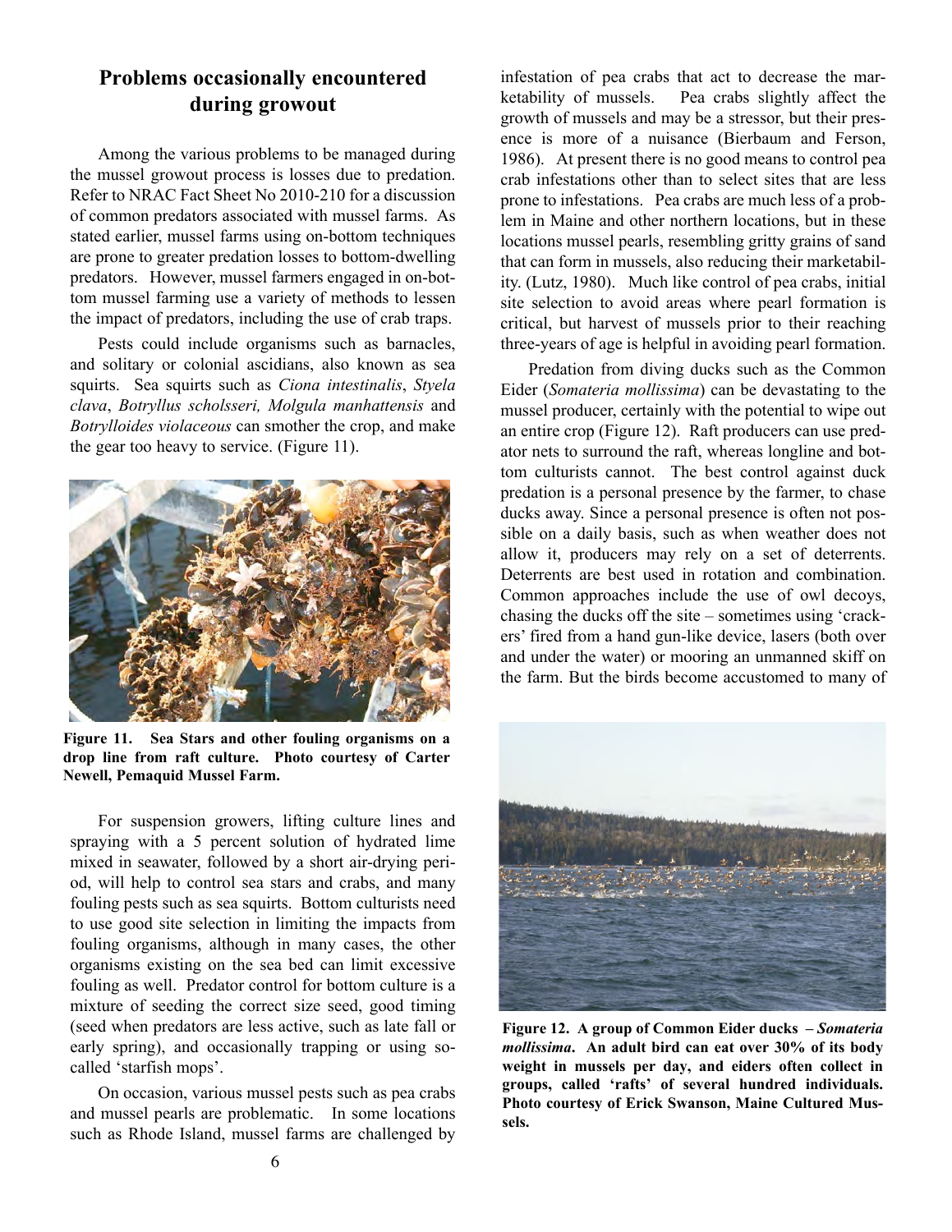## Problems occasionally encountered during growout

Among the various problems to be managed during the mussel growout process is losses due to predation. Refer to NRAC Fact Sheet No 2010-210 for a discussion of common predators associated with mussel farms. As stated earlier, mussel farms using on-bottom techniques are prone to greater predation losses to bottom-dwelling predators. However, mussel farmers engaged in on-bottom mussel farming use a variety of methods to lessen the impact of predators, including the use of crab traps.

Pests could include organisms such as barnacles, and solitary or colonial ascidians, also known as sea squirts. Sea squirts such as *Ciona intestinalis*, *Styela clava*, *Botryllus scholsseri, Molgula manhattensis* and *Botrylloides violaceous* can smother the crop, and make the gear too heavy to service. (Figure 11).

**Figure 11. Sea Stars and other fouling organisms on a drop line from raft culture. Photo courtesy of Carter Newell, Pemaquid Mussel Farm.**

For suspension growers, lifting culture lines and spraying with a 5 percent solution of hydrated lime mixed in seawater, followed by a short air-drying period, will help to control sea stars and crabs, and many fouling pests such as sea squirts. Bottom culturists need to use good site selection in limiting the impacts from fouling organisms, although in many cases, the other organisms existing on the sea bed can limit excessive fouling as well. Predator control for bottom culture is a mixture of seeding the correct size seed, good timing (seed when predators are less active, such as late fall or early spring), and occasionally trapping or using so-called 'starfish mops'.

On occasion, various mussel pests such as pea crabs and mussel pearls are problematic. In some locations such as Rhode Island, mussel farms are challenged by infestation of pea crabs that act to decrease the marketability of mussels. Pea crabs slightly affect the growth of mussels and may be a stressor, but their presence is more of a nuisance (Bierbaum and Ferson, 1986). At present there is no good means to control pea crab infestations other than to select sites that are less prone to infestations. Pea crabs are much less of a problem in Maine and other northern locations, but in these locations mussel pearls, resembling gritty grains of sand that can form in mussels, also reducing their marketability. (Lutz, 1980). Much like control of pea crabs, initial site selection to avoid areas where pearl formation is critical, but harvest of mussels prior to their reaching three-years of age is helpful in avoiding pearl formation.

Predation from diving ducks such as the Common Eider (*Somateria mollissima*) can be devastating to the mussel producer, certainly with the potential to wipe out an entire crop (Figure 12). Raft producers can use predator nets to surround the raft, whereas longline and bottom culturists cannot. The best control against duck predation is a personal presence by the farmer, to chase ducks away. Since a personal presence is often not possible on a daily basis, such as when weather does not allow it, producers may rely on a set of deterrents. Deterrents are best used in rotation and combination. Common approaches include the use of owl decoys, chasing the ducks off the site – sometimes using 'crackers' fired from a hand gun-like device, lasers (both over and under the water) or mooring an unmanned skiff on the farm. But the birds become accustomed to many of

**Figure 12. A group of Common Eider ducks – *Somateria mollissima*. An adult bird can eat over 30% of its body weight in mussels per day, and eiders often collect in groups, called 'rafts' of several hundred individuals. Photo courtesy of Erick Swanson, Maine Cultured Mussels.**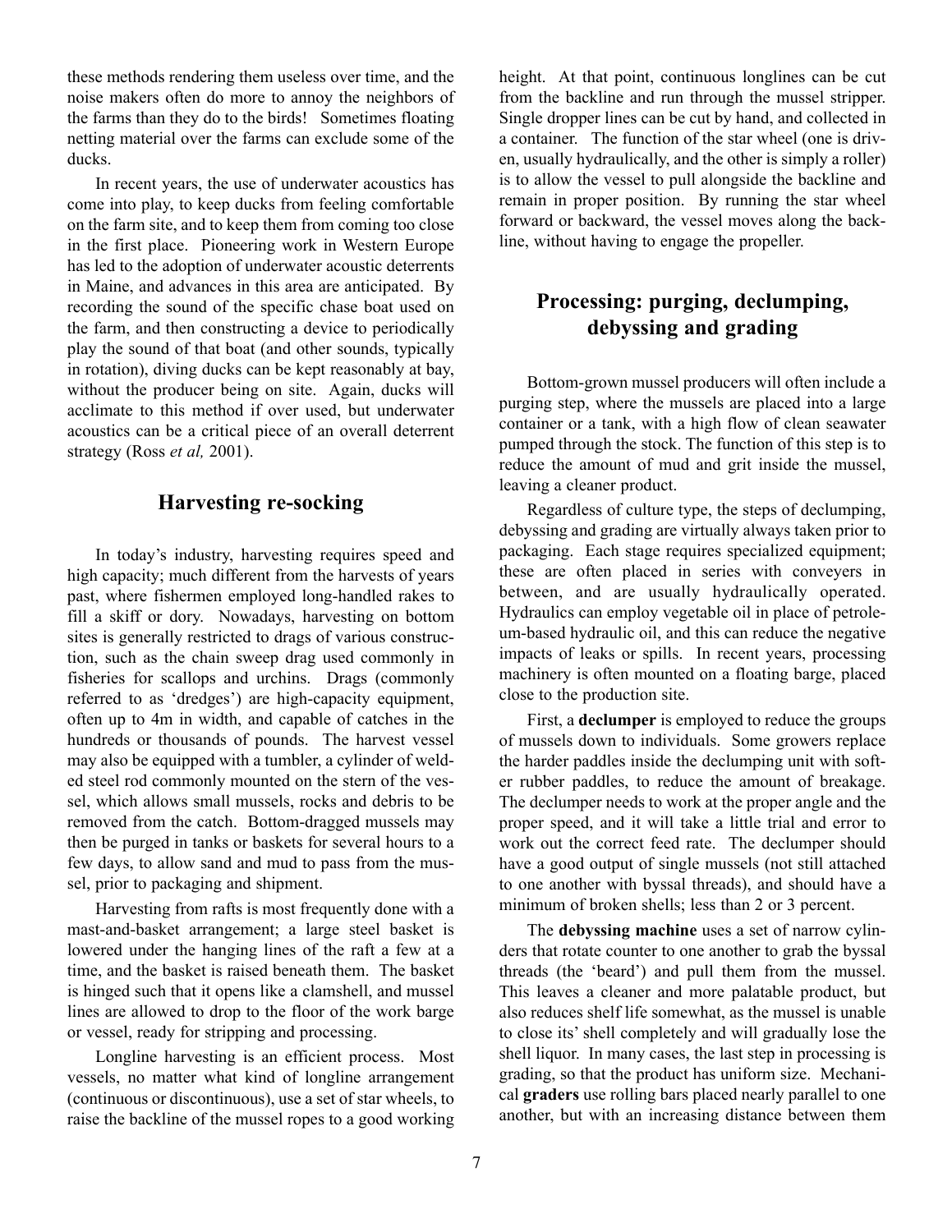these methods rendering them useless over time, and the noise makers often do more to annoy the neighbors of the farms than they do to the birds! Sometimes floating netting material over the farms can exclude some of the ducks.

In recent years, the use of underwater acoustics has come into play, to keep ducks from feeling comfortable on the farm site, and to keep them from coming too close in the first place. Pioneering work in Western Europe has led to the adoption of underwater acoustic deterrents in Maine, and advances in this area are anticipated. By recording the sound of the specific chase boat used on the farm, and then constructing a device to periodically play the sound of that boat (and other sounds, typically in rotation), diving ducks can be kept reasonably at bay, without the producer being on site. Again, ducks will acclimate to this method if over used, but underwater acoustics can be a critical piece of an overall deterrent strategy (Ross *et al,* 2001).

## Harvesting re-socking

In today's industry, harvesting requires speed and high capacity; much different from the harvests of years past, where fishermen employed long-handled rakes to fill a skiff or dory. Nowadays, harvesting on bottom sites is generally restricted to drags of various construction, such as the chain sweep drag used commonly in fisheries for scallops and urchins. Drags (commonly referred to as 'dredges') are high-capacity equipment, often up to 4m in width, and capable of catches in the hundreds or thousands of pounds. The harvest vessel may also be equipped with a tumbler, a cylinder of welded steel rod commonly mounted on the stern of the vessel, which allows small mussels, rocks and debris to be removed from the catch. Bottom-dragged mussels may then be purged in tanks or baskets for several hours to a few days, to allow sand and mud to pass from the mussel, prior to packaging and shipment.

Harvesting from rafts is most frequently done with a mast-and-basket arrangement; a large steel basket is lowered under the hanging lines of the raft a few at a time, and the basket is raised beneath them. The basket is hinged such that it opens like a clamshell, and mussel lines are allowed to drop to the floor of the work barge or vessel, ready for stripping and processing.

Longline harvesting is an efficient process. Most vessels, no matter what kind of longline arrangement (continuous or discontinuous), use a set of star wheels, to raise the backline of the mussel ropes to a good working height. At that point, continuous longlines can be cut from the backline and run through the mussel stripper. Single dropper lines can be cut by hand, and collected in a container. The function of the star wheel (one is driven, usually hydraulically, and the other is simply a roller) is to allow the vessel to pull alongside the backline and remain in proper position. By running the star wheel forward or backward, the vessel moves along the backline, without having to engage the propeller.

## Processing: purging, declumping, debyssing and grading

Bottom-grown mussel producers will often include a purging step, where the mussels are placed into a large container or a tank, with a high flow of clean seawater pumped through the stock. The function of this step is to reduce the amount of mud and grit inside the mussel, leaving a cleaner product.

Regardless of culture type, the steps of declumping, debyssing and grading are virtually always taken prior to packaging. Each stage requires specialized equipment; these are often placed in series with conveyers in between, and are usually hydraulically operated. Hydraulics can employ vegetable oil in place of petroleum-based hydraulic oil, and this can reduce the negative impacts of leaks or spills. In recent years, processing machinery is often mounted on a floating barge, placed close to the production site.

First, a **declumper** is employed to reduce the groups of mussels down to individuals. Some growers replace the harder paddles inside the declumping unit with softer rubber paddles, to reduce the amount of breakage. The declumper needs to work at the proper angle and the proper speed, and it will take a little trial and error to work out the correct feed rate. The declumper should have a good output of single mussels (not still attached to one another with byssal threads), and should have a minimum of broken shells; less than 2 or 3 percent.

The **debyssing machine** uses a set of narrow cylinders that rotate counter to one another to grab the byssal threads (the 'beard') and pull them from the mussel. This leaves a cleaner and more palatable product, but also reduces shelf life somewhat, as the mussel is unable to close its' shell completely and will gradually lose the shell liquor. In many cases, the last step in processing is grading, so that the product has uniform size. Mechanical **graders** use rolling bars placed nearly parallel to one another, but with an increasing distance between them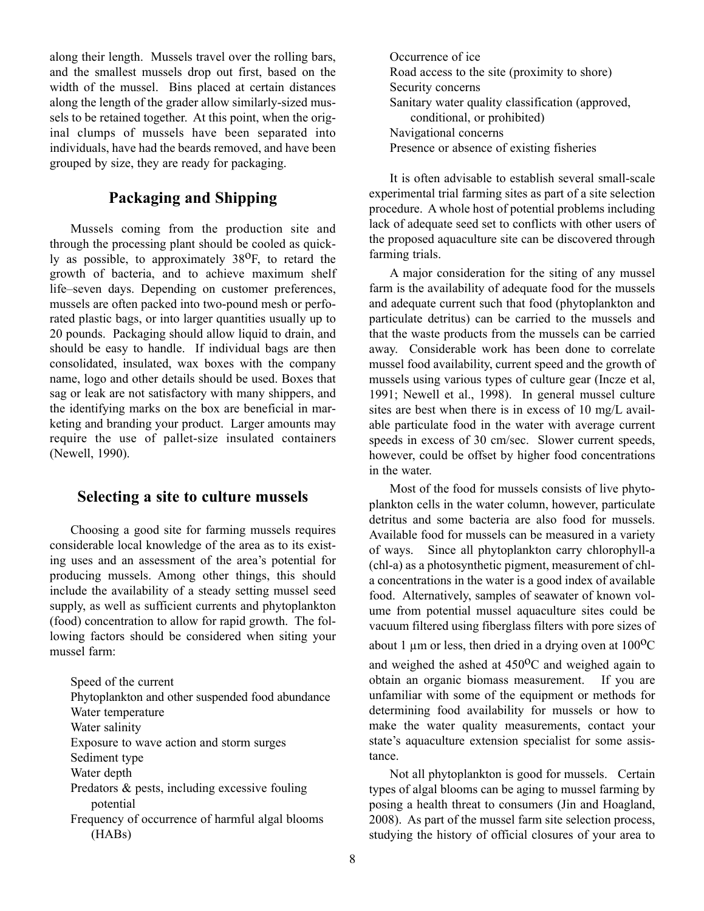along their length. Mussels travel over the rolling bars, and the smallest mussels drop out first, based on the width of the mussel. Bins placed at certain distances along the length of the grader allow similarly-sized mussels to be retained together. At this point, when the original clumps of mussels have been separated into individuals, have had the beards removed, and have been grouped by size, they are ready for packaging.

## Packaging and Shipping

Mussels coming from the production site and through the processing plant should be cooled as quickly as possible, to approximately 38$^{o}$F, to retard the growth of bacteria, and to achieve maximum shelf life–seven days. Depending on customer preferences, mussels are often packed into two-pound mesh or perforated plastic bags, or into larger quantities usually up to 20 pounds. Packaging should allow liquid to drain, and should be easy to handle. If individual bags are then consolidated, insulated, wax boxes with the company name, logo and other details should be used. Boxes that sag or leak are not satisfactory with many shippers, and the identifying marks on the box are beneficial in marketing and branding your product. Larger amounts may require the use of pallet-size insulated containers (Newell, 1990).

## Selecting a site to culture mussels

Choosing a good site for farming mussels requires considerable local knowledge of the area as to its existing uses and an assessment of the area's potential for producing mussels. Among other things, this should include the availability of a steady setting mussel seed supply, as well as sufficient currents and phytoplankton (food) concentration to allow for rapid growth. The following factors should be considered when siting your mussel farm:

- Speed of the current
- Phytoplankton and other suspended food abundance
- Water temperature
- Water salinity
- Exposure to wave action and storm surges
- Sediment type
- Water depth
- Predators & pests, including excessive fouling potential
- Frequency of occurrence of harmful algal blooms (HABs)
- Occurrence of ice
- Road access to the site (proximity to shore)
- Security concerns
- Sanitary water quality classification (approved, conditional, or prohibited)
- Navigational concerns
- Presence or absence of existing fisheries

It is often advisable to establish several small-scale experimental trial farming sites as part of a site selection procedure. A whole host of potential problems including lack of adequate seed set to conflicts with other users of the proposed aquaculture site can be discovered through farming trials.

A major consideration for the siting of any mussel farm is the availability of adequate food for the mussels and adequate current such that food (phytoplankton and particulate detritus) can be carried to the mussels and that the waste products from the mussels can be carried away. Considerable work has been done to correlate mussel food availability, current speed and the growth of mussels using various types of culture gear (Incze et al, 1991; Newell et al., 1998). In general mussel culture sites are best when there is in excess of 10 mg/L available particulate food in the water with average current speeds in excess of 30 cm/sec. Slower current speeds, however, could be offset by higher food concentrations in the water.

Most of the food for mussels consists of live phytoplankton cells in the water column, however, particulate detritus and some bacteria are also food for mussels. Available food for mussels can be measured in a variety of ways. Since all phytoplankton carry chlorophyll-a (chl-a) as a photosynthetic pigment, measurement of chl-a concentrations in the water is a good index of available food. Alternatively, samples of seawater of known volume from potential mussel aquaculture sites could be vacuum filtered using fiberglass filters with pore sizes of about 1 µm or less, then dried in a drying oven at 100$^{o}$C and weighed the ashed at 450$^{o}$C and weighed again to obtain an organic biomass measurement. If you are unfamiliar with some of the equipment or methods for determining food availability for mussels or how to make the water quality measurements, contact your state's aquaculture extension specialist for some assistance.

Not all phytoplankton is good for mussels. Certain types of algal blooms can be aging to mussel farming by posing a health threat to consumers (Jin and Hoagland, 2008). As part of the mussel farm site selection process, studying the history of official closures of your area to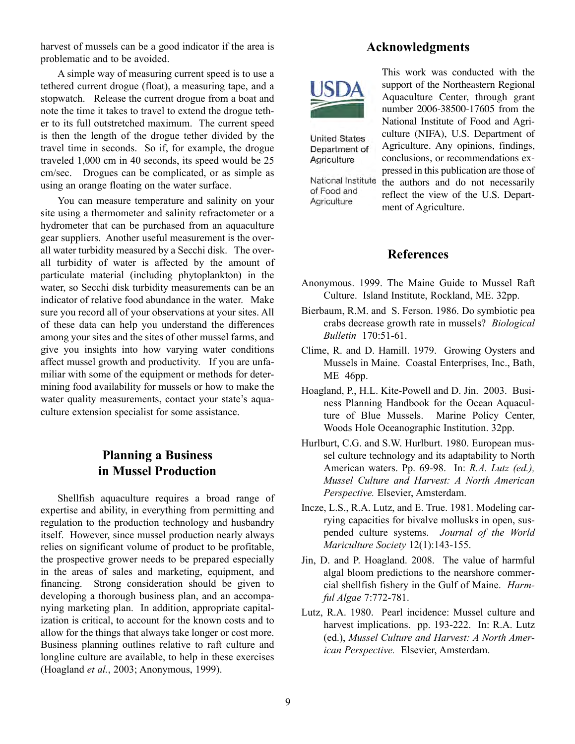harvest of mussels can be a good indicator if the area is problematic and to be avoided.

A simple way of measuring current speed is to use a tethered current drogue (float), a measuring tape, and a stopwatch. Release the current drogue from a boat and note the time it takes to travel to extend the drogue tether to its full outstretched maximum. The current speed is then the length of the drogue tether divided by the travel time in seconds. So if, for example, the drogue traveled 1,000 cm in 40 seconds, its speed would be 25 cm/sec. Drogues can be complicated, or as simple as using an orange floating on the water surface.

You can measure temperature and salinity on your site using a thermometer and salinity refractometer or a hydrometer that can be purchased from an aquaculture gear suppliers. Another useful measurement is the overall water turbidity measured by a Secchi disk. The overall turbidity of water is affected by the amount of particulate material (including phytoplankton) in the water, so Secchi disk turbidity measurements can be an indicator of relative food abundance in the water. Make sure you record all of your observations at your sites. All of these data can help you understand the differences among your sites and the sites of other mussel farms, and give you insights into how varying water conditions affect mussel growth and productivity. If you are unfamiliar with some of the equipment or methods for determining food availability for mussels or how to make the water quality measurements, contact your state's aquaculture extension specialist for some assistance.

## Planning a Business in Mussel Production

Shellfish aquaculture requires a broad range of expertise and ability, in everything from permitting and regulation to the production technology and husbandry itself. However, since mussel production nearly always relies on significant volume of product to be profitable, the prospective grower needs to be prepared especially in the areas of sales and marketing, equipment, and financing. Strong consideration should be given to developing a thorough business plan, and an accompanying marketing plan. In addition, appropriate capitalization is critical, to account for the known costs and to allow for the things that always take longer or cost more. Business planning outlines relative to raft culture and longline culture are available, to help in these exercises (Hoagland *et al.*, 2003; Anonymous, 1999).

## Acknowledgments

USDA

United States Department of Agriculture

National Institute of Food and Agriculture

This work was conducted with the support of the Northeastern Regional Aquaculture Center, through grant number 2006-38500-17605 from the National Institute of Food and Agriculture (NIFA), U.S. Department of Agriculture. Any opinions, findings, conclusions, or recommendations expressed in this publication are those of the authors and do not necessarily reflect the view of the U.S. Department of Agriculture.

## References

Anonymous. 1999. The Maine Guide to Mussel Raft Culture. Island Institute, Rockland, ME. 32pp.

Bierbaum, R.M. and S. Ferson. 1986. Do symbiotic pea crabs decrease growth rate in mussels? *Biological Bulletin* 170:51-61.

Clime, R. and D. Hamill. 1979. Growing Oysters and Mussels in Maine. Coastal Enterprises, Inc., Bath, ME 46pp.

Hoagland, P., H.L. Kite-Powell and D. Jin. 2003. Business Planning Handbook for the Ocean Aquaculture of Blue Mussels. Marine Policy Center, Woods Hole Oceanographic Institution. 32pp.

Hurlburt, C.G. and S.W. Hurlburt. 1980. European mussel culture technology and its adaptability to North American waters. Pp. 69-98. In: *R.A. Lutz (ed.), Mussel Culture and Harvest: A North American Perspective.* Elsevier, Amsterdam.

Incze, L.S., R.A. Lutz, and E. True. 1981. Modeling carrying capacities for bivalve mollusks in open, suspended culture systems. *Journal of the World Mariculture Society* 12(1):143-155.

Jin, D. and P. Hoagland. 2008. The value of harmful algal bloom predictions to the nearshore commercial shellfish fishery in the Gulf of Maine. *Harmful Algae* 7:772-781.

Lutz, R.A. 1980. Pearl incidence: Mussel culture and harvest implications. pp. 193-222. In: R.A. Lutz (ed.), *Mussel Culture and Harvest: A North American Perspective.* Elsevier, Amsterdam.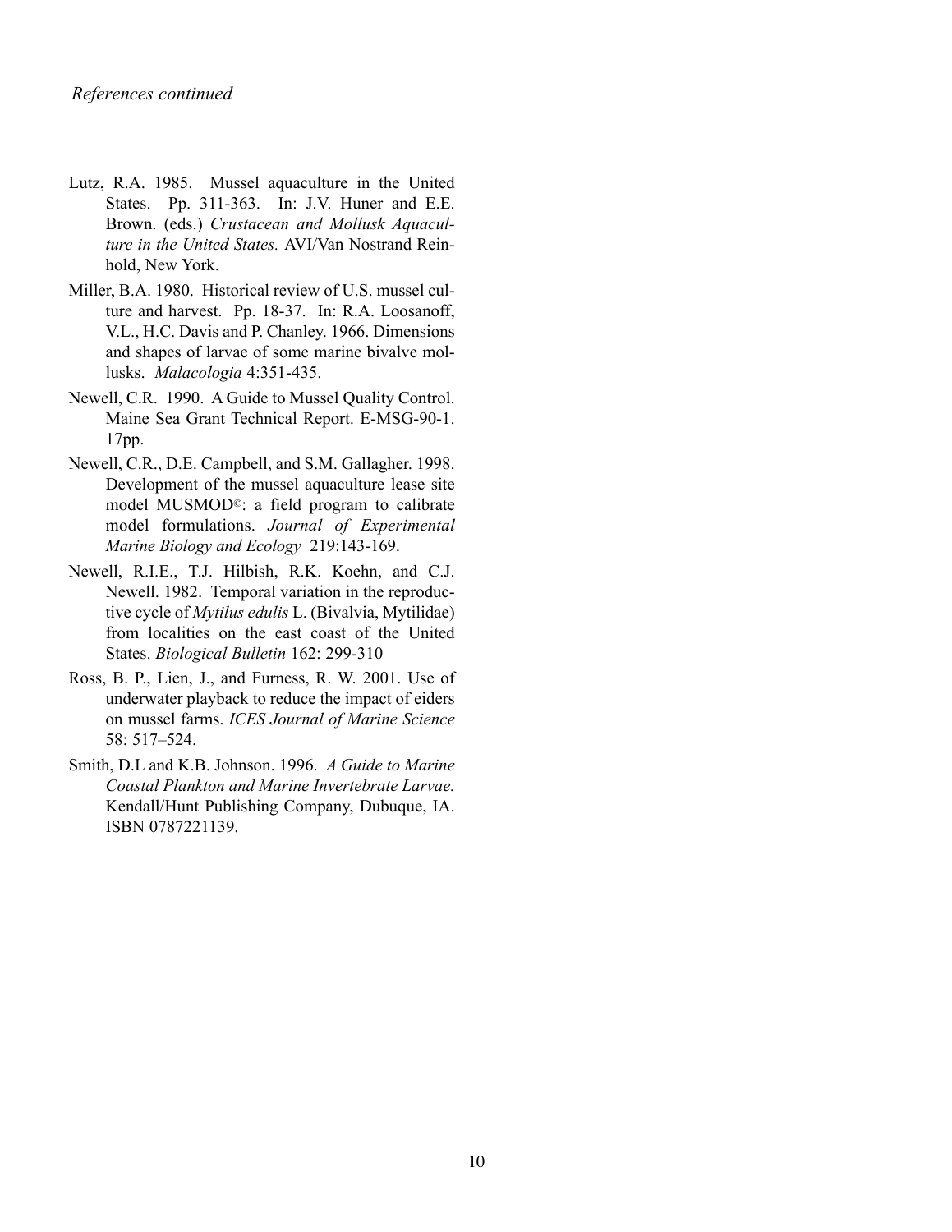*References continued*

Lutz, R.A. 1985. Mussel aquaculture in the United States. Pp. 311-363. In: J.V. Huner and E.E. Brown. (eds.) *Crustacean and Mollusk Aquaculture in the United States.* AVI/Van Nostrand Reinhold, New York.

Miller, B.A. 1980. Historical review of U.S. mussel culture and harvest. Pp. 18-37. In: R.A. Loosanoff, V.L., H.C. Davis and P. Chanley. 1966. Dimensions and shapes of larvae of some marine bivalve mollusks. *Malacologia* 4:351-435.

Newell, C.R. 1990. A Guide to Mussel Quality Control. Maine Sea Grant Technical Report. E-MSG-90-1. 17pp.

Newell, C.R., D.E. Campbell, and S.M. Gallagher. 1998. Development of the mussel aquaculture lease site model MUSMOD©: a field program to calibrate model formulations. *Journal of Experimental Marine Biology and Ecology* 219:143-169.

Newell, R.I.E., T.J. Hilbish, R.K. Koehn, and C.J. Newell. 1982. Temporal variation in the reproductive cycle of *Mytilus edulis* L. (Bivalvia, Mytilidae) from localities on the east coast of the United States. *Biological Bulletin* 162: 299-310

Ross, B. P., Lien, J., and Furness, R. W. 2001. Use of underwater playback to reduce the impact of eiders on mussel farms. *ICES Journal of Marine Science* 58: 517–524.

Smith, D.L and K.B. Johnson. 1996. *A Guide to Marine Coastal Plankton and Marine Invertebrate Larvae.* Kendall/Hunt Publishing Company, Dubuque, IA. ISBN 0787221139.